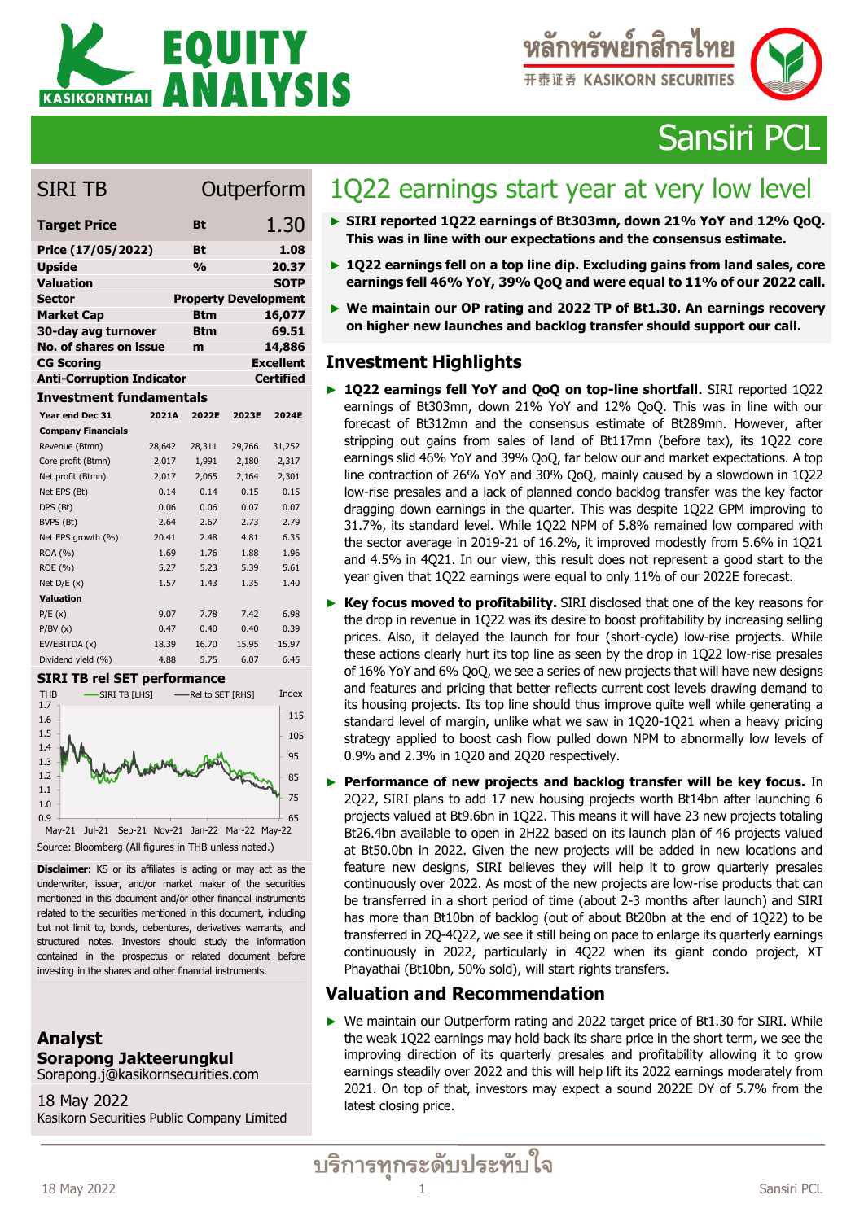# Sansiri PCL

## SIRI TB — Outperform

| Target Price | Bt | 1.30 |
|---|---|---|
| Price (17/05/2022) | Bt | 1.08 |
| Upside | % | 20.37 |
| Valuation | | SOTP |
| Sector | | Property Development |
| Market Cap | Btm | 16,077 |
| 30-day avg turnover | Btm | 69.51 |
| No. of shares on issue | m | 14,886 |
| CG Scoring | | Excellent |
| Anti-Corruption Indicator | | Certified |

### Investment fundamentals

| Year end Dec 31 | 2021A | 2022E | 2023E | 2024E |
|---|---|---|---|---|
| **Company Financials** | | | | |
| Revenue (Btmn) | 28,642 | 28,311 | 29,766 | 31,252 |
| Core profit (Btmn) | 2,017 | 1,991 | 2,180 | 2,317 |
| Net profit (Btmn) | 2,017 | 2,065 | 2,164 | 2,301 |
| Net EPS (Bt) | 0.14 | 0.14 | 0.15 | 0.15 |
| DPS (Bt) | 0.06 | 0.06 | 0.07 | 0.07 |
| BVPS (Bt) | 2.64 | 2.67 | 2.73 | 2.79 |
| Net EPS growth (%) | 20.41 | 2.48 | 4.81 | 6.35 |
| ROA (%) | 1.69 | 1.76 | 1.88 | 1.96 |
| ROE (%) | 5.27 | 5.23 | 5.39 | 5.61 |
| Net D/E (x) | 1.57 | 1.43 | 1.35 | 1.40 |
| **Valuation** | | | | |
| P/E (x) | 9.07 | 7.78 | 7.42 | 6.98 |
| P/BV (x) | 0.47 | 0.40 | 0.40 | 0.39 |
| EV/EBITDA (x) | 18.39 | 16.70 | 15.95 | 15.97 |
| Dividend yield (%) | 4.88 | 5.75 | 6.07 | 6.45 |

### SIRI TB rel SET performance

Source: Bloomberg (All figures in THB unless noted.)

**Disclaimer**: KS or its affiliates is acting or may act as the underwriter, issuer, and/or market maker of the securities mentioned in this document and/or other financial instruments related to the securities mentioned in this document, including but not limit to, bonds, debentures, derivatives warrants, and structured notes. Investors should study the information contained in the prospectus or related document before investing in the shares and other financial instruments.

**Analyst**
**Sorapong Jakteerungkul**
Sorapong.j@kasikornsecurities.com

18 May 2022
Kasikorn Securities Public Company Limited

# 1Q22 earnings start year at very low level

- **SIRI reported 1Q22 earnings of Bt303mn, down 21% YoY and 12% QoQ. This was in line with our expectations and the consensus estimate.**
- **1Q22 earnings fell on a top line dip. Excluding gains from land sales, core earnings fell 46% YoY, 39% QoQ and were equal to 11% of our 2022 call.**
- **We maintain our OP rating and 2022 TP of Bt1.30. An earnings recovery on higher new launches and backlog transfer should support our call.**

## Investment Highlights

- **1Q22 earnings fell YoY and QoQ on top-line shortfall.** SIRI reported 1Q22 earnings of Bt303mn, down 21% YoY and 12% QoQ. This was in line with our forecast of Bt312mn and the consensus estimate of Bt289mn. However, after stripping out gains from sales of land of Bt117mn (before tax), its 1Q22 core earnings slid 46% YoY and 39% QoQ, far below our and market expectations. A top line contraction of 26% YoY and 30% QoQ, mainly caused by a slowdown in 1Q22 low-rise presales and a lack of planned condo backlog transfer was the key factor dragging down earnings in the quarter. This was despite 1Q22 GPM improving to 31.7%, its standard level. While 1Q22 NPM of 5.8% remained low compared with the sector average in 2019-21 of 16.2%, it improved modestly from 5.6% in 1Q21 and 4.5% in 4Q21. In our view, this result does not represent a good start to the year given that 1Q22 earnings were equal to only 11% of our 2022E forecast.
- **Key focus moved to profitability.** SIRI disclosed that one of the key reasons for the drop in revenue in 1Q22 was its desire to boost profitability by increasing selling prices. Also, it delayed the launch for four (short-cycle) low-rise projects. While these actions clearly hurt its top line as seen by the drop in 1Q22 low-rise presales of 16% YoY and 6% QoQ, we see a series of new projects that will have new designs and features and pricing that better reflects current cost levels drawing demand to its housing projects. Its top line should thus improve quite well while generating a standard level of margin, unlike what we saw in 1Q20-1Q21 when a heavy pricing strategy applied to boost cash flow pulled down NPM to abnormally low levels of 0.9% and 2.3% in 1Q20 and 2Q20 respectively.
- **Performance of new projects and backlog transfer will be key focus.** In 2Q22, SIRI plans to add 17 new housing projects worth Bt14bn after launching 6 projects valued at Bt9.6bn in 1Q22. This means it will have 23 new projects totaling Bt26.4bn available to open in 2H22 based on its launch plan of 46 projects valued at Bt50.0bn in 2022. Given the new projects will be added in new locations and feature new designs, SIRI believes they will help it to grow quarterly presales continuously over 2022. As most of the new projects are low-rise products that can be transferred in a short period of time (about 2-3 months after launch) and SIRI has more than Bt10bn of backlog (out of about Bt20bn at the end of 1Q22) to be transferred in 2Q-4Q22, we see it still being on pace to enlarge its quarterly earnings continuously in 2022, particularly in 4Q22 when its giant condo project, XT Phayathai (Bt10bn, 50% sold), will start rights transfers.

## Valuation and Recommendation

- We maintain our Outperform rating and 2022 target price of Bt1.30 for SIRI. While the weak 1Q22 earnings may hold back its share price in the short term, we see the improving direction of its quarterly presales and profitability allowing it to grow earnings steadily over 2022 and this will help lift its 2022 earnings moderately from 2021. On top of that, investors may expect a sound 2022E DY of 5.7% from the latest closing price.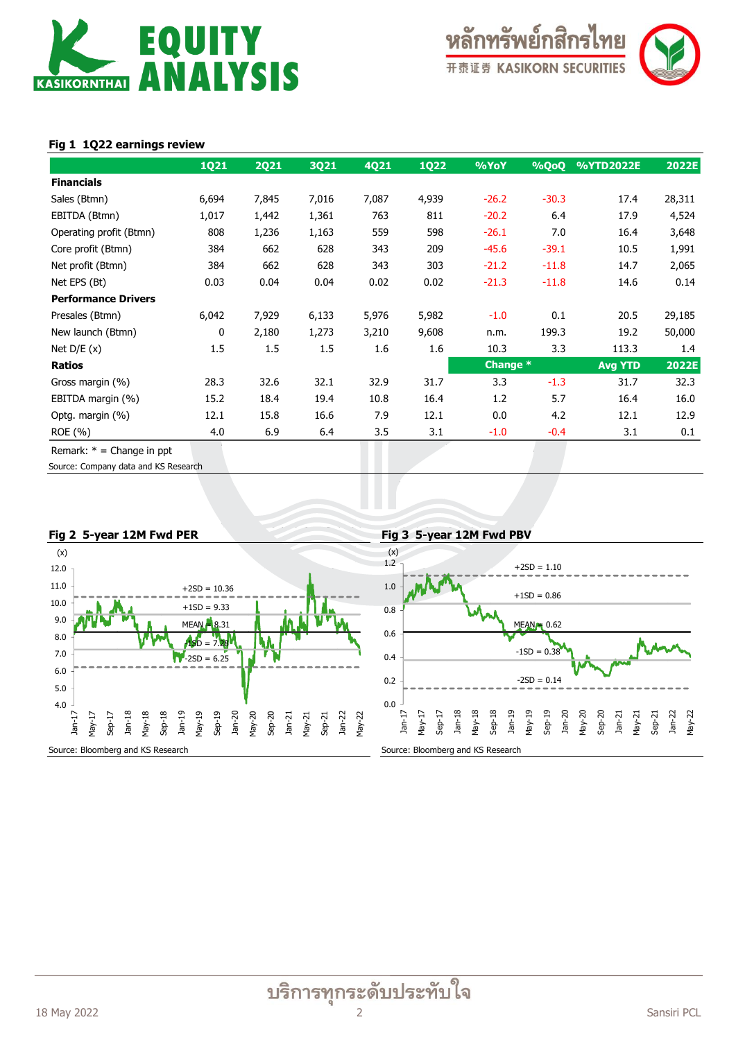### Fig 1 1Q22 earnings review

| | 1Q21 | 2Q21 | 3Q21 | 4Q21 | 1Q22 | %YoY | %QoQ | %YTD2022E | 2022E |
|---|---|---|---|---|---|---|---|---|---|
| **Financials** | | | | | | | | | |
| Sales (Btmn) | 6,694 | 7,845 | 7,016 | 7,087 | 4,939 | -26.2 | -30.3 | 17.4 | 28,311 |
| EBITDA (Btmn) | 1,017 | 1,442 | 1,361 | 763 | 811 | -20.2 | 6.4 | 17.9 | 4,524 |
| Operating profit (Btmn) | 808 | 1,236 | 1,163 | 559 | 598 | -26.1 | 7.0 | 16.4 | 3,648 |
| Core profit (Btmn) | 384 | 662 | 628 | 343 | 209 | -45.6 | -39.1 | 10.5 | 1,991 |
| Net profit (Btmn) | 384 | 662 | 628 | 343 | 303 | -21.2 | -11.8 | 14.7 | 2,065 |
| Net EPS (Bt) | 0.03 | 0.04 | 0.04 | 0.02 | 0.02 | -21.3 | -11.8 | 14.6 | 0.14 |
| **Performance Drivers** | | | | | | | | | |
| Presales (Btmn) | 6,042 | 7,929 | 6,133 | 5,976 | 5,982 | -1.0 | 0.1 | 20.5 | 29,185 |
| New launch (Btmn) | 0 | 2,180 | 1,273 | 3,210 | 9,608 | n.m. | 199.3 | 19.2 | 50,000 |
| Net D/E (x) | 1.5 | 1.5 | 1.5 | 1.6 | 1.6 | 10.3 | 3.3 | 113.3 | 1.4 |
| **Ratios** | | | | | | **Change *** | | **Avg YTD** | **2022E** |
| Gross margin (%) | 28.3 | 32.6 | 32.1 | 32.9 | 31.7 | 3.3 | -1.3 | 31.7 | 32.3 |
| EBITDA margin (%) | 15.2 | 18.4 | 19.4 | 10.8 | 16.4 | 1.2 | 5.7 | 16.4 | 16.0 |
| Optg. margin (%) | 12.1 | 15.8 | 16.6 | 7.9 | 12.1 | 0.0 | 4.2 | 12.1 | 12.9 |
| ROE (%) | 4.0 | 6.9 | 6.4 | 3.5 | 3.1 | -1.0 | -0.4 | 3.1 | 0.1 |

Remark: * = Change in ppt

Source: Company data and KS Research

### Fig 2 5-year 12M Fwd PER

Source: Bloomberg and KS Research

### Fig 3 5-year 12M Fwd PBV

Source: Bloomberg and KS Research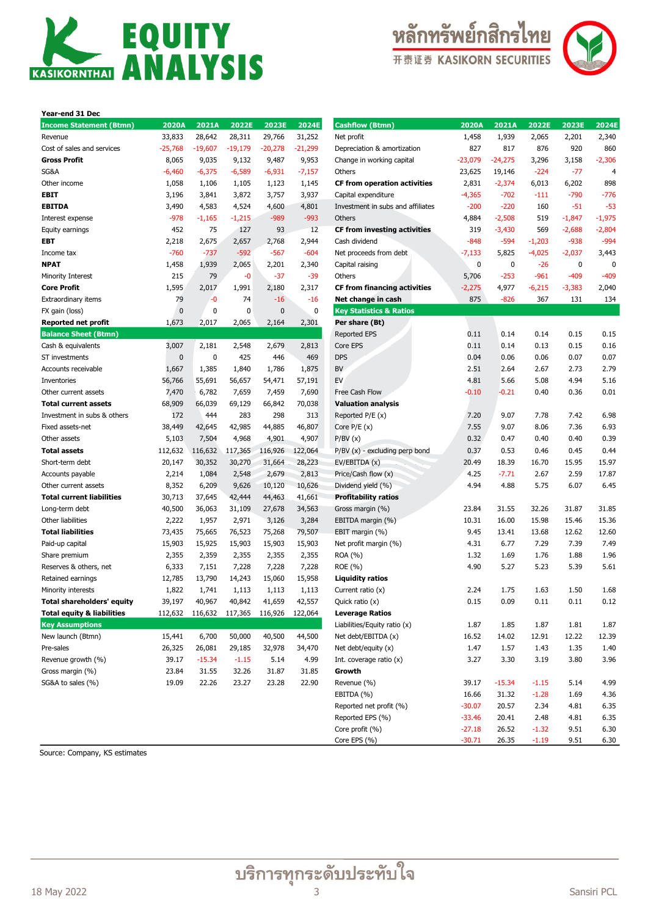**Year-end 31 Dec**

| Income Statement (Btmn) | 2020A | 2021A | 2022E | 2023E | 2024E |
|---|---|---|---|---|---|
| Revenue | 33,833 | 28,642 | 28,311 | 29,766 | 31,252 |
| Cost of sales and services | -25,768 | -19,607 | -19,179 | -20,278 | -21,299 |
| **Gross Profit** | 8,065 | 9,035 | 9,132 | 9,487 | 9,953 |
| SG&A | -6,460 | -6,375 | -6,589 | -6,931 | -7,157 |
| Other income | 1,058 | 1,106 | 1,105 | 1,123 | 1,145 |
| **EBIT** | 3,196 | 3,841 | 3,872 | 3,757 | 3,937 |
| **EBITDA** | 3,490 | 4,583 | 4,524 | 4,600 | 4,801 |
| Interest expense | -978 | -1,165 | -1,215 | -989 | -993 |
| Equity earnings | 452 | 75 | 127 | 93 | 12 |
| **EBT** | 2,218 | 2,675 | 2,657 | 2,768 | 2,944 |
| Income tax | -760 | -737 | -592 | -567 | -604 |
| **NPAT** | 1,458 | 1,939 | 2,065 | 2,201 | 2,340 |
| Minority Interest | 215 | 79 | -0 | -37 | -39 |
| **Core Profit** | 1,595 | 2,017 | 1,991 | 2,180 | 2,317 |
| Extraordinary items | 79 | -0 | 74 | -16 | -16 |
| FX gain (loss) | 0 | 0 | 0 | 0 | 0 |
| **Reported net profit** | 1,673 | 2,017 | 2,065 | 2,164 | 2,301 |

| Balance Sheet (Btmn) | 2020A | 2021A | 2022E | 2023E | 2024E |
|---|---|---|---|---|---|
| Cash & equivalents | 3,007 | 2,181 | 2,548 | 2,679 | 2,813 |
| ST investments | 0 | 0 | 425 | 446 | 469 |
| Accounts receivable | 1,667 | 1,385 | 1,840 | 1,786 | 1,875 |
| Inventories | 56,766 | 55,691 | 56,657 | 54,471 | 57,191 |
| Other current assets | 7,470 | 6,782 | 7,659 | 7,459 | 7,690 |
| **Total current assets** | 68,909 | 66,039 | 69,129 | 66,842 | 70,038 |
| Investment in subs & others | 172 | 444 | 283 | 298 | 313 |
| Fixed assets-net | 38,449 | 42,645 | 42,985 | 44,885 | 46,807 |
| Other assets | 5,103 | 7,504 | 4,968 | 4,901 | 4,907 |
| **Total assets** | 112,632 | 116,632 | 117,365 | 116,926 | 122,064 |
| Short-term debt | 20,147 | 30,352 | 30,270 | 31,664 | 28,223 |
| Accounts payable | 2,214 | 1,084 | 2,548 | 2,679 | 2,813 |
| Other current assets | 8,352 | 6,209 | 9,626 | 10,120 | 10,626 |
| **Total current liabilities** | 30,713 | 37,645 | 42,444 | 44,463 | 41,661 |
| Long-term debt | 40,500 | 36,063 | 31,109 | 27,678 | 34,563 |
| Other liabilities | 2,222 | 1,957 | 2,971 | 3,126 | 3,284 |
| **Total liabilities** | 73,435 | 75,665 | 76,523 | 75,268 | 79,507 |
| Paid-up capital | 15,903 | 15,925 | 15,903 | 15,903 | 15,903 |
| Share premium | 2,355 | 2,359 | 2,355 | 2,355 | 2,355 |
| Reserves & others, net | 6,333 | 7,151 | 7,228 | 7,228 | 7,228 |
| Retained earnings | 12,785 | 13,790 | 14,243 | 15,060 | 15,958 |
| Minority interests | 1,822 | 1,741 | 1,113 | 1,113 | 1,113 |
| **Total shareholders' equity** | 39,197 | 40,967 | 40,842 | 41,659 | 42,557 |
| **Total equity & liabilities** | 112,632 | 116,632 | 117,365 | 116,926 | 122,064 |

| Key Assumptions | 2020A | 2021A | 2022E | 2023E | 2024E |
|---|---|---|---|---|---|
| New launch (Btmn) | 15,441 | 6,700 | 50,000 | 40,500 | 44,500 |
| Pre-sales | 26,325 | 26,081 | 29,185 | 32,978 | 34,470 |
| Revenue growth (%) | 39.17 | -15.34 | -1.15 | 5.14 | 4.99 |
| Gross margin (%) | 23.84 | 31.55 | 32.26 | 31.87 | 31.85 |
| SG&A to sales (%) | 19.09 | 22.26 | 23.27 | 23.28 | 22.90 |

| Cashflow (Btmn) | 2020A | 2021A | 2022E | 2023E | 2024E |
|---|---|---|---|---|---|
| Net profit | 1,458 | 1,939 | 2,065 | 2,201 | 2,340 |
| Depreciation & amortization | 827 | 817 | 876 | 920 | 860 |
| Change in working capital | -23,079 | -24,275 | 3,296 | 3,158 | -2,306 |
| Others | 23,625 | 19,146 | -224 | -77 | 4 |
| **CF from operation activities** | 2,831 | -2,374 | 6,013 | 6,202 | 898 |
| Capital expenditure | -4,365 | -702 | -111 | -790 | -776 |
| Investment in subs and affiliates | -200 | -220 | 160 | -51 | -53 |
| Others | 4,884 | -2,508 | 519 | -1,847 | -1,975 |
| **CF from investing activities** | 319 | -3,430 | 569 | -2,688 | -2,804 |
| Cash dividend | -848 | -594 | -1,203 | -938 | -994 |
| Net proceeds from debt | -7,133 | 5,825 | -4,025 | -2,037 | 3,443 |
| Capital raising | 0 | 0 | -26 | 0 | 0 |
| Others | 5,706 | -253 | -961 | -409 | -409 |
| **CF from financing activities** | -2,275 | 4,977 | -6,215 | -3,383 | 2,040 |
| **Net change in cash** | 875 | -826 | 367 | 131 | 134 |

| Key Statistics & Ratios | 2020A | 2021A | 2022E | 2023E | 2024E |
|---|---|---|---|---|---|
| **Per share (Bt)** | | | | | |
| Reported EPS | 0.11 | 0.14 | 0.14 | 0.15 | 0.15 |
| Core EPS | 0.11 | 0.14 | 0.13 | 0.15 | 0.16 |
| DPS | 0.04 | 0.06 | 0.06 | 0.07 | 0.07 |
| BV | 2.51 | 2.64 | 2.67 | 2.73 | 2.79 |
| EV | 4.81 | 5.66 | 5.08 | 4.94 | 5.16 |
| Free Cash Flow | -0.10 | -0.21 | 0.40 | 0.36 | 0.01 |
| **Valuation analysis** | | | | | |
| Reported P/E (x) | 7.20 | 9.07 | 7.78 | 7.42 | 6.98 |
| Core P/E (x) | 7.55 | 9.07 | 8.06 | 7.36 | 6.93 |
| P/BV (x) | 0.32 | 0.47 | 0.40 | 0.40 | 0.39 |
| P/BV (x) - excluding perp bond | 0.37 | 0.53 | 0.46 | 0.45 | 0.44 |
| EV/EBITDA (x) | 20.49 | 18.39 | 16.70 | 15.95 | 15.97 |
| Price/Cash flow (x) | 4.25 | -7.71 | 2.67 | 2.59 | 17.87 |
| Dividend yield (%) | 4.94 | 4.88 | 5.75 | 6.07 | 6.45 |
| **Profitability ratios** | | | | | |
| Gross margin (%) | 23.84 | 31.55 | 32.26 | 31.87 | 31.85 |
| EBITDA margin (%) | 10.31 | 16.00 | 15.98 | 15.46 | 15.36 |
| EBIT margin (%) | 9.45 | 13.41 | 13.68 | 12.62 | 12.60 |
| Net profit margin (%) | 4.31 | 6.77 | 7.29 | 7.39 | 7.49 |
| ROA (%) | 1.32 | 1.69 | 1.76 | 1.88 | 1.96 |
| ROE (%) | 4.90 | 5.27 | 5.23 | 5.39 | 5.61 |
| **Liquidity ratios** | | | | | |
| Current ratio (x) | 2.24 | 1.75 | 1.63 | 1.50 | 1.68 |
| Quick ratio (x) | 0.15 | 0.09 | 0.11 | 0.11 | 0.12 |
| **Leverage Ratios** | | | | | |
| Liabilities/Equity ratio (x) | 1.87 | 1.85 | 1.87 | 1.81 | 1.87 |
| Net debt/EBITDA (x) | 16.52 | 14.02 | 12.91 | 12.22 | 12.39 |
| Net debt/equity (x) | 1.47 | 1.57 | 1.43 | 1.35 | 1.40 |
| Int. coverage ratio (x) | 3.27 | 3.30 | 3.19 | 3.80 | 3.96 |
| **Growth** | | | | | |
| Revenue (%) | 39.17 | -15.34 | -1.15 | 5.14 | 4.99 |
| EBITDA (%) | 16.66 | 31.32 | -1.28 | 1.69 | 4.36 |
| Reported net profit (%) | -30.07 | 20.57 | 2.34 | 4.81 | 6.35 |
| Reported EPS (%) | -33.46 | 20.41 | 2.48 | 4.81 | 6.35 |
| Core profit (%) | -27.18 | 26.52 | -1.32 | 9.51 | 6.30 |
| Core EPS (%) | -30.71 | 26.35 | -1.19 | 9.51 | 6.30 |

Source: Company, KS estimates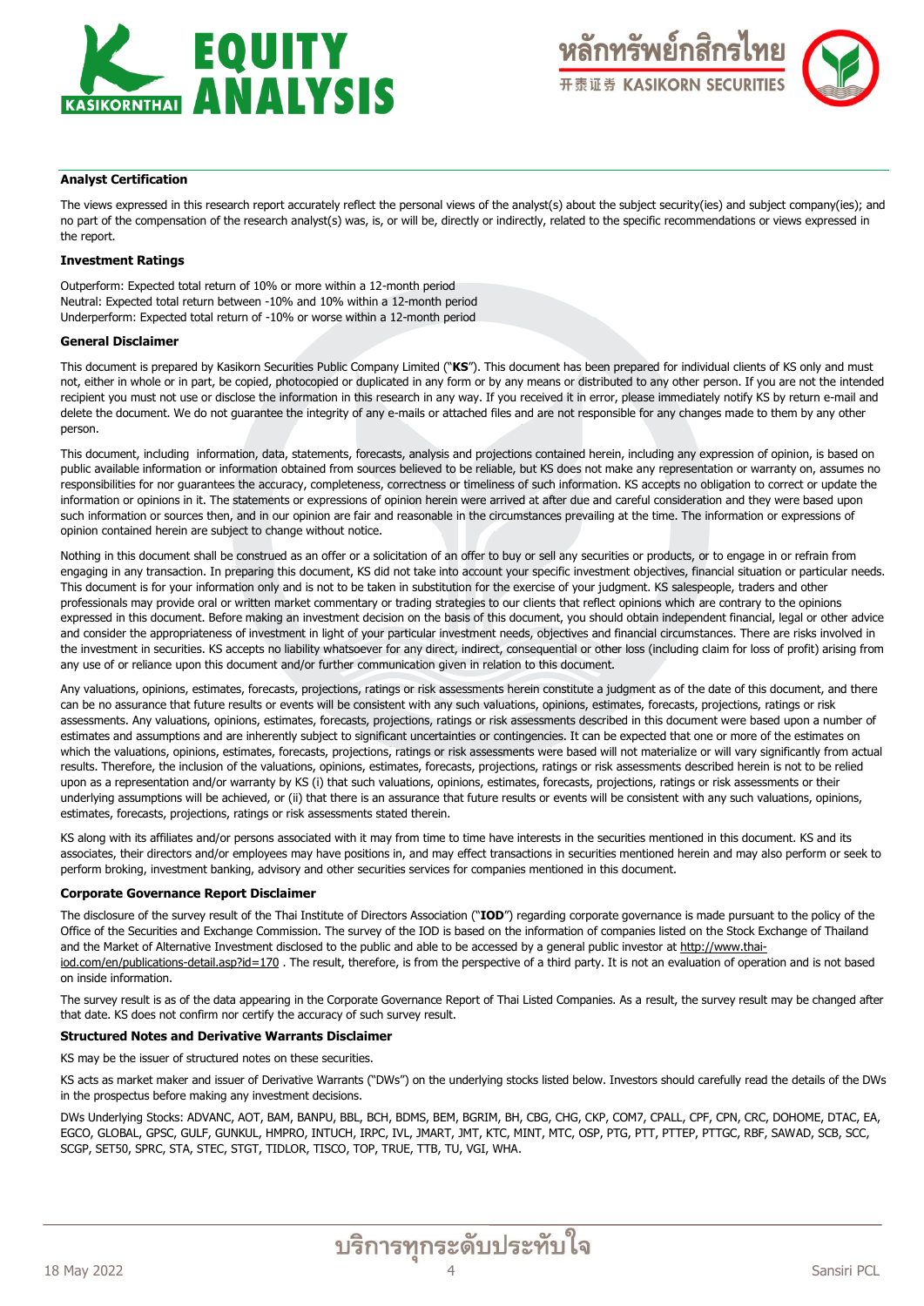## Analyst Certification

The views expressed in this research report accurately reflect the personal views of the analyst(s) about the subject security(ies) and subject company(ies); and no part of the compensation of the research analyst(s) was, is, or will be, directly or indirectly, related to the specific recommendations or views expressed in the report.

## Investment Ratings

Outperform: Expected total return of 10% or more within a 12-month period
Neutral: Expected total return between -10% and 10% within a 12-month period
Underperform: Expected total return of -10% or worse within a 12-month period

## General Disclaimer

This document is prepared by Kasikorn Securities Public Company Limited ("**KS**"). This document has been prepared for individual clients of KS only and must not, either in whole or in part, be copied, photocopied or duplicated in any form or by any means or distributed to any other person. If you are not the intended recipient you must not use or disclose the information in this research in any way. If you received it in error, please immediately notify KS by return e-mail and delete the document. We do not guarantee the integrity of any e-mails or attached files and are not responsible for any changes made to them by any other person.

This document, including information, data, statements, forecasts, analysis and projections contained herein, including any expression of opinion, is based on public available information or information obtained from sources believed to be reliable, but KS does not make any representation or warranty on, assumes no responsibilities for nor guarantees the accuracy, completeness, correctness or timeliness of such information. KS accepts no obligation to correct or update the information or opinions in it. The statements or expressions of opinion herein were arrived at after due and careful consideration and they were based upon such information or sources then, and in our opinion are fair and reasonable in the circumstances prevailing at the time. The information or expressions of opinion contained herein are subject to change without notice.

Nothing in this document shall be construed as an offer or a solicitation of an offer to buy or sell any securities or products, or to engage in or refrain from engaging in any transaction. In preparing this document, KS did not take into account your specific investment objectives, financial situation or particular needs. This document is for your information only and is not to be taken in substitution for the exercise of your judgment. KS salespeople, traders and other professionals may provide oral or written market commentary or trading strategies to our clients that reflect opinions which are contrary to the opinions expressed in this document. Before making an investment decision on the basis of this document, you should obtain independent financial, legal or other advice and consider the appropriateness of investment in light of your particular investment needs, objectives and financial circumstances. There are risks involved in the investment in securities. KS accepts no liability whatsoever for any direct, indirect, consequential or other loss (including claim for loss of profit) arising from any use of or reliance upon this document and/or further communication given in relation to this document.

Any valuations, opinions, estimates, forecasts, projections, ratings or risk assessments herein constitute a judgment as of the date of this document, and there can be no assurance that future results or events will be consistent with any such valuations, opinions, estimates, forecasts, projections, ratings or risk assessments. Any valuations, opinions, estimates, forecasts, projections, ratings or risk assessments described in this document were based upon a number of estimates and assumptions and are inherently subject to significant uncertainties or contingencies. It can be expected that one or more of the estimates on which the valuations, opinions, estimates, forecasts, projections, ratings or risk assessments were based will not materialize or will vary significantly from actual results. Therefore, the inclusion of the valuations, opinions, estimates, forecasts, projections, ratings or risk assessments described herein is not to be relied upon as a representation and/or warranty by KS (i) that such valuations, opinions, estimates, forecasts, projections, ratings or risk assessments or their underlying assumptions will be achieved, or (ii) that there is an assurance that future results or events will be consistent with any such valuations, opinions, estimates, forecasts, projections, ratings or risk assessments stated therein.

KS along with its affiliates and/or persons associated with it may from time to time have interests in the securities mentioned in this document. KS and its associates, their directors and/or employees may have positions in, and may effect transactions in securities mentioned herein and may also perform or seek to perform broking, investment banking, advisory and other securities services for companies mentioned in this document.

## Corporate Governance Report Disclaimer

The disclosure of the survey result of the Thai Institute of Directors Association ("**IOD**") regarding corporate governance is made pursuant to the policy of the Office of the Securities and Exchange Commission. The survey of the IOD is based on the information of companies listed on the Stock Exchange of Thailand and the Market of Alternative Investment disclosed to the public and able to be accessed by a general public investor at http://www.thai-iod.com/en/publications-detail.asp?id=170 . The result, therefore, is from the perspective of a third party. It is not an evaluation of operation and is not based on inside information.

The survey result is as of the data appearing in the Corporate Governance Report of Thai Listed Companies. As a result, the survey result may be changed after that date. KS does not confirm nor certify the accuracy of such survey result.

## Structured Notes and Derivative Warrants Disclaimer

KS may be the issuer of structured notes on these securities.

KS acts as market maker and issuer of Derivative Warrants ("DWs") on the underlying stocks listed below. Investors should carefully read the details of the DWs in the prospectus before making any investment decisions.

DWs Underlying Stocks: ADVANC, AOT, BAM, BANPU, BBL, BCH, BDMS, BEM, BGRIM, BH, CBG, CHG, CKP, COM7, CPALL, CPF, CPN, CRC, DOHOME, DTAC, EA, EGCO, GLOBAL, GPSC, GULF, GUNKUL, HMPRO, INTUCH, IRPC, IVL, JMART, JMT, KTC, MINT, MTC, OSP, PTG, PTT, PTTEP, PTTGC, RBF, SAWAD, SCB, SCC, SCGP, SET50, SPRC, STA, STEC, STGT, TIDLOR, TISCO, TOP, TRUE, TTB, TU, VGI, WHA.